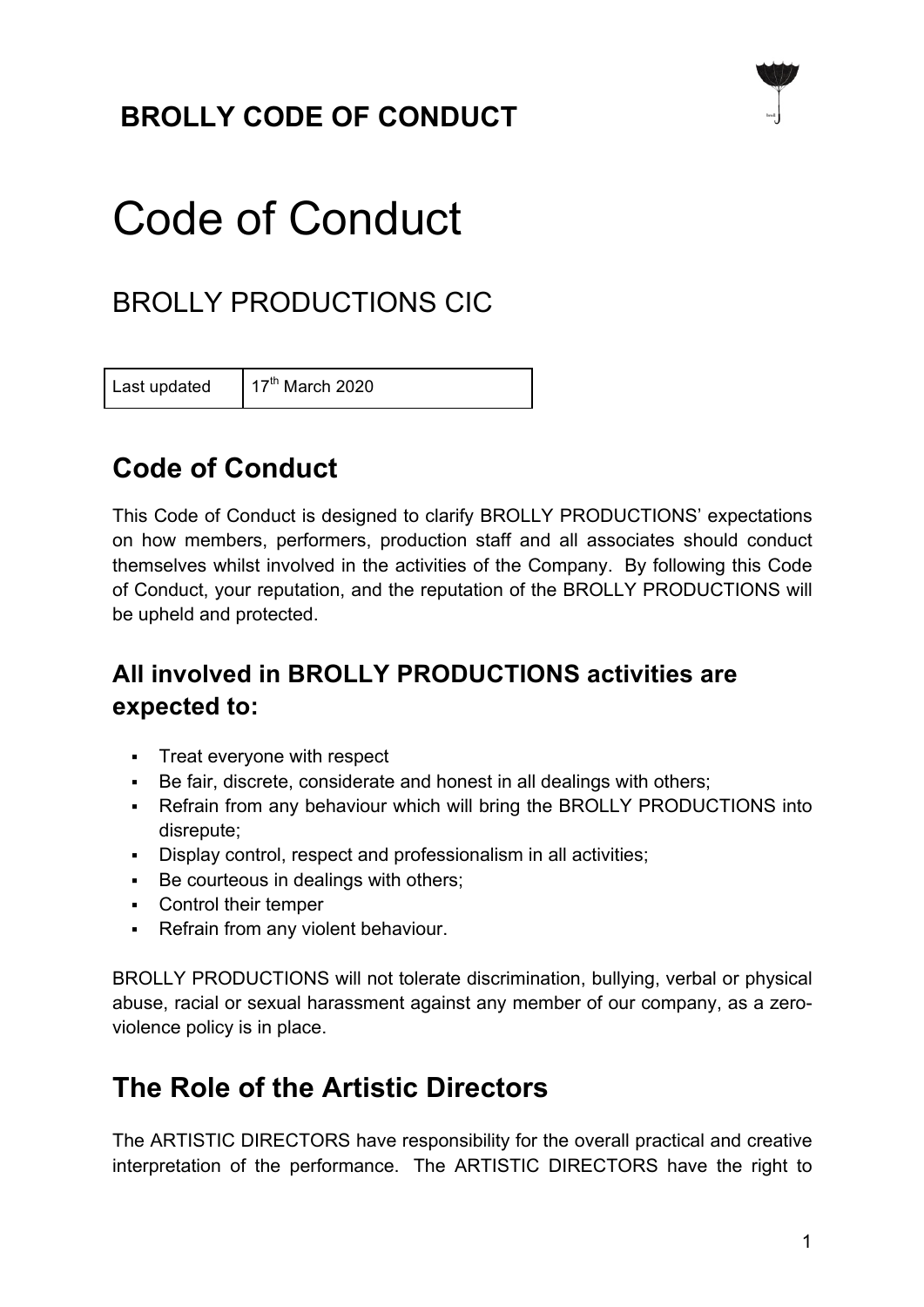# BROLLY CODE OF CONDUCT

# Code of Conduct

## BROLLY PRODUCTIONS CIC

| Last updated | 17th March 2020 |
|---|---|

## Code of Conduct

This Code of Conduct is designed to clarify BROLLY PRODUCTIONS' expectations on how members, performers, production staff and all associates should conduct themselves whilst involved in the activities of the Company. By following this Code of Conduct, your reputation, and the reputation of the BROLLY PRODUCTIONS will be upheld and protected.

### All involved in BROLLY PRODUCTIONS activities are expected to:

- Treat everyone with respect
- Be fair, discrete, considerate and honest in all dealings with others;
- Refrain from any behaviour which will bring the BROLLY PRODUCTIONS into disrepute;
- Display control, respect and professionalism in all activities;
- Be courteous in dealings with others;
- Control their temper
- Refrain from any violent behaviour.

BROLLY PRODUCTIONS will not tolerate discrimination, bullying, verbal or physical abuse, racial or sexual harassment against any member of our company, as a zero-violence policy is in place.

## The Role of the Artistic Directors

The ARTISTIC DIRECTORS have responsibility for the overall practical and creative interpretation of the performance. The ARTISTIC DIRECTORS have the right to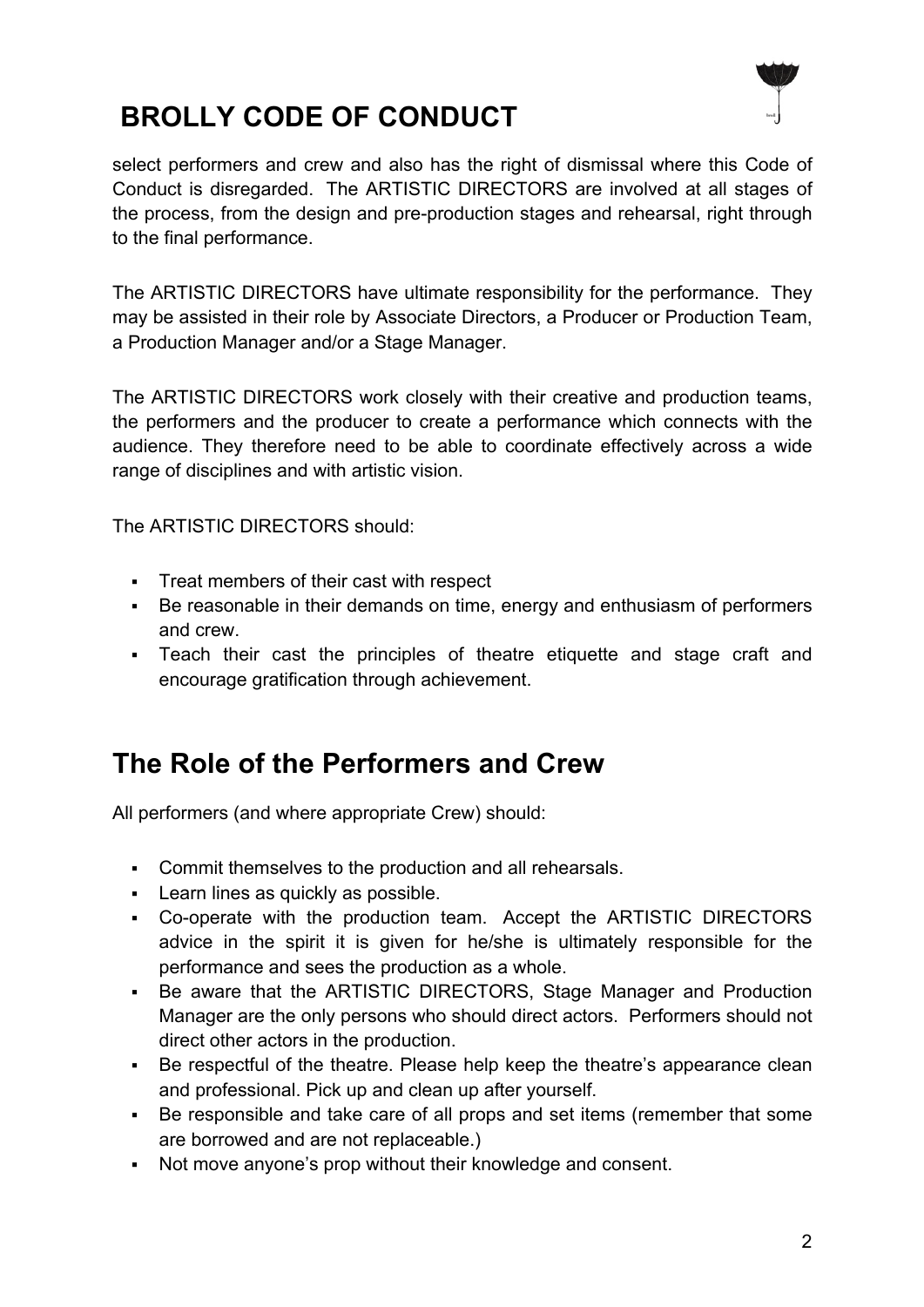# BROLLY CODE OF CONDUCT

select performers and crew and also has the right of dismissal where this Code of Conduct is disregarded. The ARTISTIC DIRECTORS are involved at all stages of the process, from the design and pre-production stages and rehearsal, right through to the final performance.

The ARTISTIC DIRECTORS have ultimate responsibility for the performance. They may be assisted in their role by Associate Directors, a Producer or Production Team, a Production Manager and/or a Stage Manager.

The ARTISTIC DIRECTORS work closely with their creative and production teams, the performers and the producer to create a performance which connects with the audience. They therefore need to be able to coordinate effectively across a wide range of disciplines and with artistic vision.

The ARTISTIC DIRECTORS should:

- Treat members of their cast with respect
- Be reasonable in their demands on time, energy and enthusiasm of performers and crew.
- Teach their cast the principles of theatre etiquette and stage craft and encourage gratification through achievement.

## The Role of the Performers and Crew

All performers (and where appropriate Crew) should:

- Commit themselves to the production and all rehearsals.
- Learn lines as quickly as possible.
- Co-operate with the production team. Accept the ARTISTIC DIRECTORS advice in the spirit it is given for he/she is ultimately responsible for the performance and sees the production as a whole.
- Be aware that the ARTISTIC DIRECTORS, Stage Manager and Production Manager are the only persons who should direct actors. Performers should not direct other actors in the production.
- Be respectful of the theatre. Please help keep the theatre's appearance clean and professional. Pick up and clean up after yourself.
- Be responsible and take care of all props and set items (remember that some are borrowed and are not replaceable.)
- Not move anyone's prop without their knowledge and consent.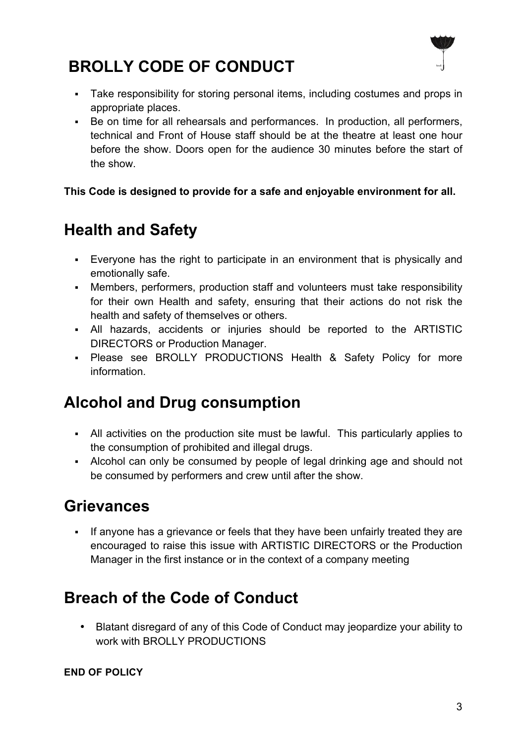# BROLLY CODE OF CONDUCT

- Take responsibility for storing personal items, including costumes and props in appropriate places.
- Be on time for all rehearsals and performances. In production, all performers, technical and Front of House staff should be at the theatre at least one hour before the show. Doors open for the audience 30 minutes before the start of the show.

**This Code is designed to provide for a safe and enjoyable environment for all.**

## Health and Safety

- Everyone has the right to participate in an environment that is physically and emotionally safe.
- Members, performers, production staff and volunteers must take responsibility for their own Health and safety, ensuring that their actions do not risk the health and safety of themselves or others.
- All hazards, accidents or injuries should be reported to the ARTISTIC DIRECTORS or Production Manager.
- Please see BROLLY PRODUCTIONS Health & Safety Policy for more information.

## Alcohol and Drug consumption

- All activities on the production site must be lawful. This particularly applies to the consumption of prohibited and illegal drugs.
- Alcohol can only be consumed by people of legal drinking age and should not be consumed by performers and crew until after the show.

## Grievances

- If anyone has a grievance or feels that they have been unfairly treated they are encouraged to raise this issue with ARTISTIC DIRECTORS or the Production Manager in the first instance or in the context of a company meeting

## Breach of the Code of Conduct

- Blatant disregard of any of this Code of Conduct may jeopardize your ability to work with BROLLY PRODUCTIONS

**END OF POLICY**